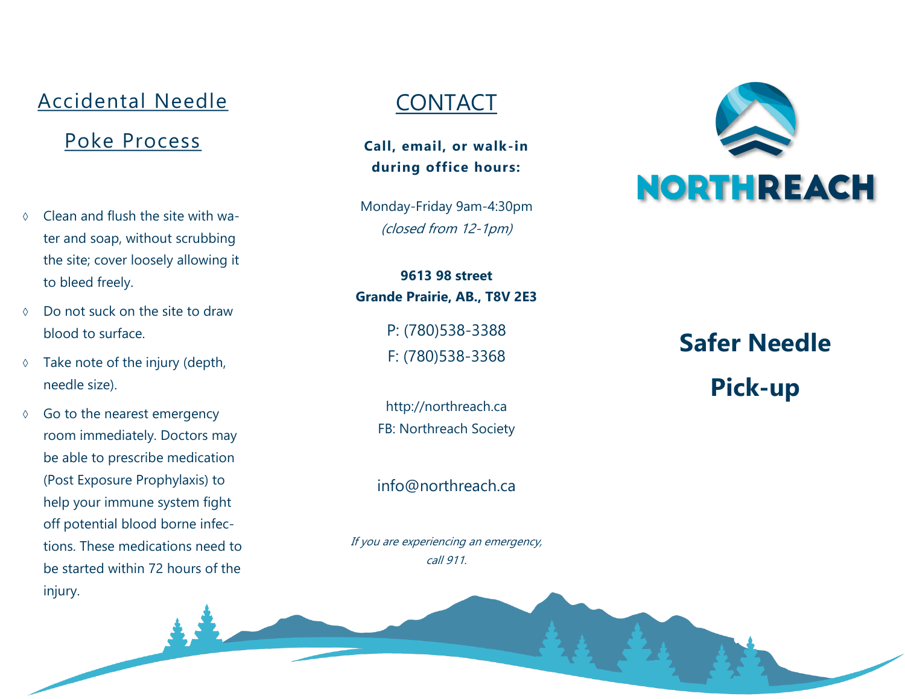## Accidental Needle Poke Process

- Clean and flush the site with water and soap, without scrubbing the site; cover loosely allowing it to bleed freely.
- Do not suck on the site to draw blood to surface.
- Take note of the injury (depth, needle size).
- Go to the nearest emergency room immediately. Doctors may be able to prescribe medication (Post Exposure Prophylaxis) to help your immune system fight off potential blood borne infections. These medications need to be started within 72 hours of the injury.

## CONTACT

**Call, email, or walk-in during office hours:**

Monday-Friday 9am-4:30pm
*(closed from 12-1pm)*

**9613 98 street**
**Grande Prairie, AB., T8V 2E3**

P: (780)538-3388
F: (780)538-3368

http://northreach.ca
FB: Northreach Society

info@northreach.ca

*If you are experiencing an emergency, call 911.*

NORTHREACH

# Safer Needle Pick-up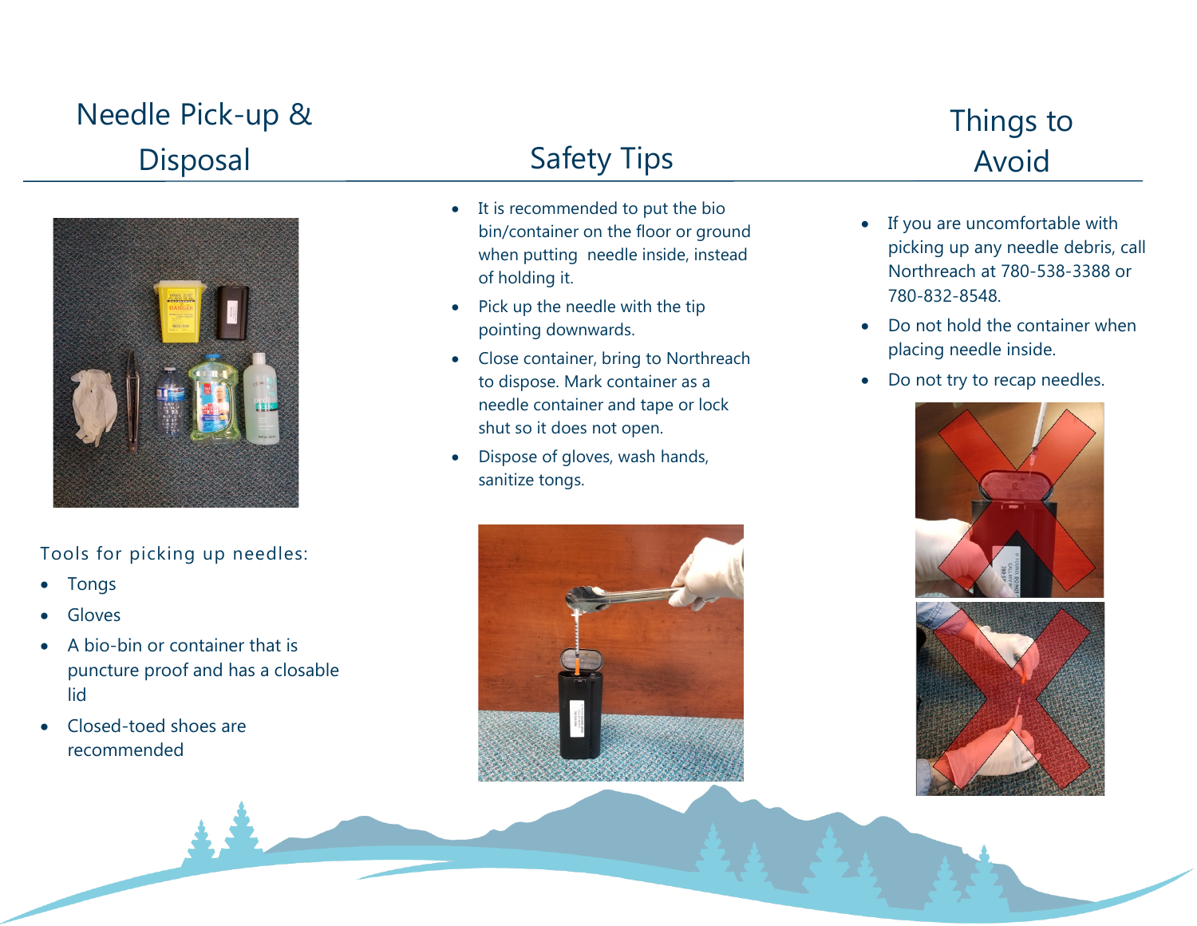## Needle Pick-up & Disposal

Tools for picking up needles:

- Tongs
- Gloves
- A bio-bin or container that is puncture proof and has a closable lid
- Closed-toed shoes are recommended

## Safety Tips

- It is recommended to put the bio bin/container on the floor or ground when putting needle inside, instead of holding it.
- Pick up the needle with the tip pointing downwards.
- Close container, bring to Northreach to dispose. Mark container as a needle container and tape or lock shut so it does not open.
- Dispose of gloves, wash hands, sanitize tongs.

## Things to Avoid

- If you are uncomfortable with picking up any needle debris, call Northreach at 780-538-3388 or 780-832-8548.
- Do not hold the container when placing needle inside.
- Do not try to recap needles.